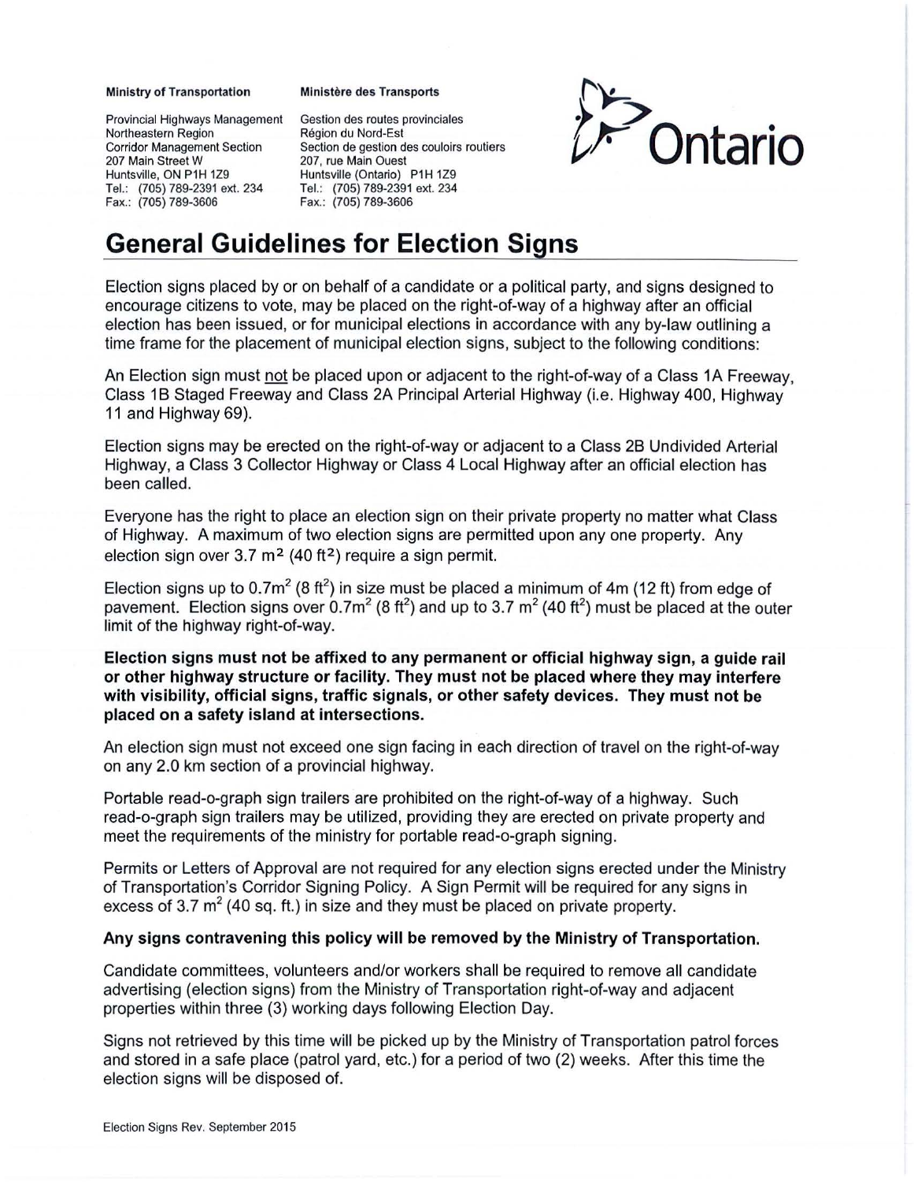**Ministry of Transportation**

Provincial Highways Management
Northeastern Region
Corridor Management Section
207 Main Street W
Huntsville, ON P1H 1Z9
Tel.: (705) 789-2391 ext. 234
Fax.: (705) 789-3606

**Ministère des Transports**

Gestion des routes provinciales
Région du Nord-Est
Section de gestion des couloirs routiers
207, rue Main Ouest
Huntsville (Ontario) P1H 1Z9
Tel.: (705) 789-2391 ext. 234
Fax.: (705) 789-3606

Ontario

# General Guidelines for Election Signs

Election signs placed by or on behalf of a candidate or a political party, and signs designed to encourage citizens to vote, may be placed on the right-of-way of a highway after an official election has been issued, or for municipal elections in accordance with any by-law outlining a time frame for the placement of municipal election signs, subject to the following conditions:

An Election sign must not be placed upon or adjacent to the right-of-way of a Class 1A Freeway, Class 1B Staged Freeway and Class 2A Principal Arterial Highway (i.e. Highway 400, Highway 11 and Highway 69).

Election signs may be erected on the right-of-way or adjacent to a Class 2B Undivided Arterial Highway, a Class 3 Collector Highway or Class 4 Local Highway after an official election has been called.

Everyone has the right to place an election sign on their private property no matter what Class of Highway. A maximum of two election signs are permitted upon any one property. Any election sign over 3.7 $m^2$ (40 $ft^2$) require a sign permit.

Election signs up to 0.7$m^2$ (8 $ft^2$) in size must be placed a minimum of 4m (12 ft) from edge of pavement. Election signs over 0.7$m^2$ (8 $ft^2$) and up to 3.7 $m^2$ (40 $ft^2$) must be placed at the outer limit of the highway right-of-way.

**Election signs must not be affixed to any permanent or official highway sign, a guide rail or other highway structure or facility. They must not be placed where they may interfere with visibility, official signs, traffic signals, or other safety devices. They must not be placed on a safety island at intersections.**

An election sign must not exceed one sign facing in each direction of travel on the right-of-way on any 2.0 km section of a provincial highway.

Portable read-o-graph sign trailers are prohibited on the right-of-way of a highway. Such read-o-graph sign trailers may be utilized, providing they are erected on private property and meet the requirements of the ministry for portable read-o-graph signing.

Permits or Letters of Approval are not required for any election signs erected under the Ministry of Transportation's Corridor Signing Policy. A Sign Permit will be required for any signs in excess of 3.7 $m^2$ (40 sq. ft.) in size and they must be placed on private property.

**Any signs contravening this policy will be removed by the Ministry of Transportation.**

Candidate committees, volunteers and/or workers shall be required to remove all candidate advertising (election signs) from the Ministry of Transportation right-of-way and adjacent properties within three (3) working days following Election Day.

Signs not retrieved by this time will be picked up by the Ministry of Transportation patrol forces and stored in a safe place (patrol yard, etc.) for a period of two (2) weeks. After this time the election signs will be disposed of.

Election Signs Rev. September 2015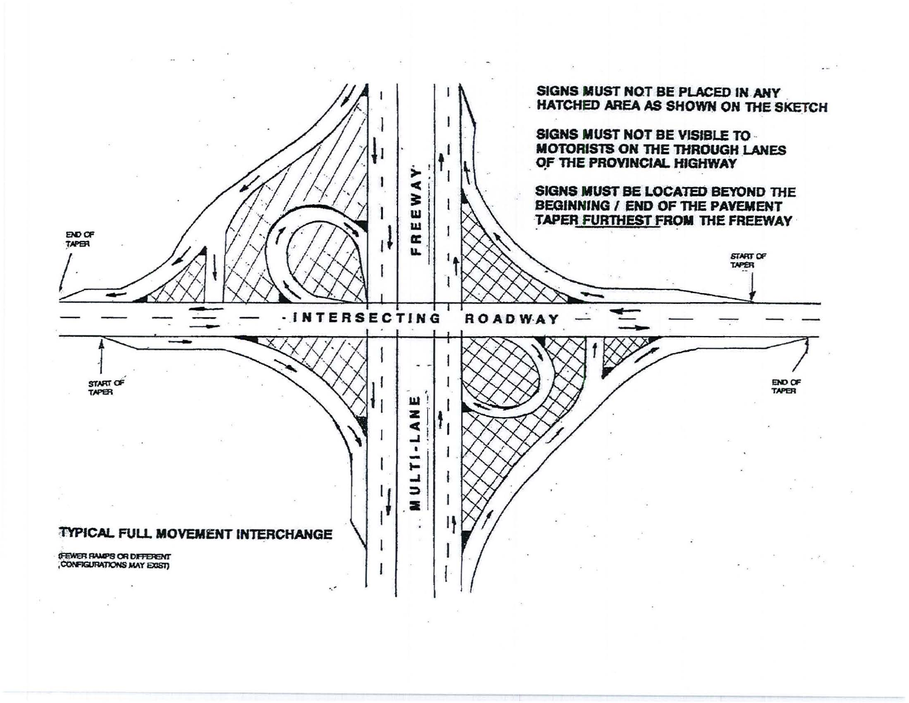SIGNS MUST NOT BE PLACED IN ANY HATCHED AREA AS SHOWN ON THE SKETCH

SIGNS MUST NOT BE VISIBLE TO MOTORISTS ON THE THROUGH LANES OF THE PROVINCIAL HIGHWAY

SIGNS MUST BE LOCATED BEYOND THE BEGINNING / END OF THE PAVEMENT TAPER FURTHEST FROM THE FREEWAY

END OF TAPER

START OF TAPER

FREEWAY

INTERSECTING ROADWAY

MULTI-LANE

START OF TAPER

END OF TAPER

**TYPICAL FULL MOVEMENT INTERCHANGE**

(FEWER RAMPS OR DIFFERENT CONFIGURATIONS MAY EXIST)